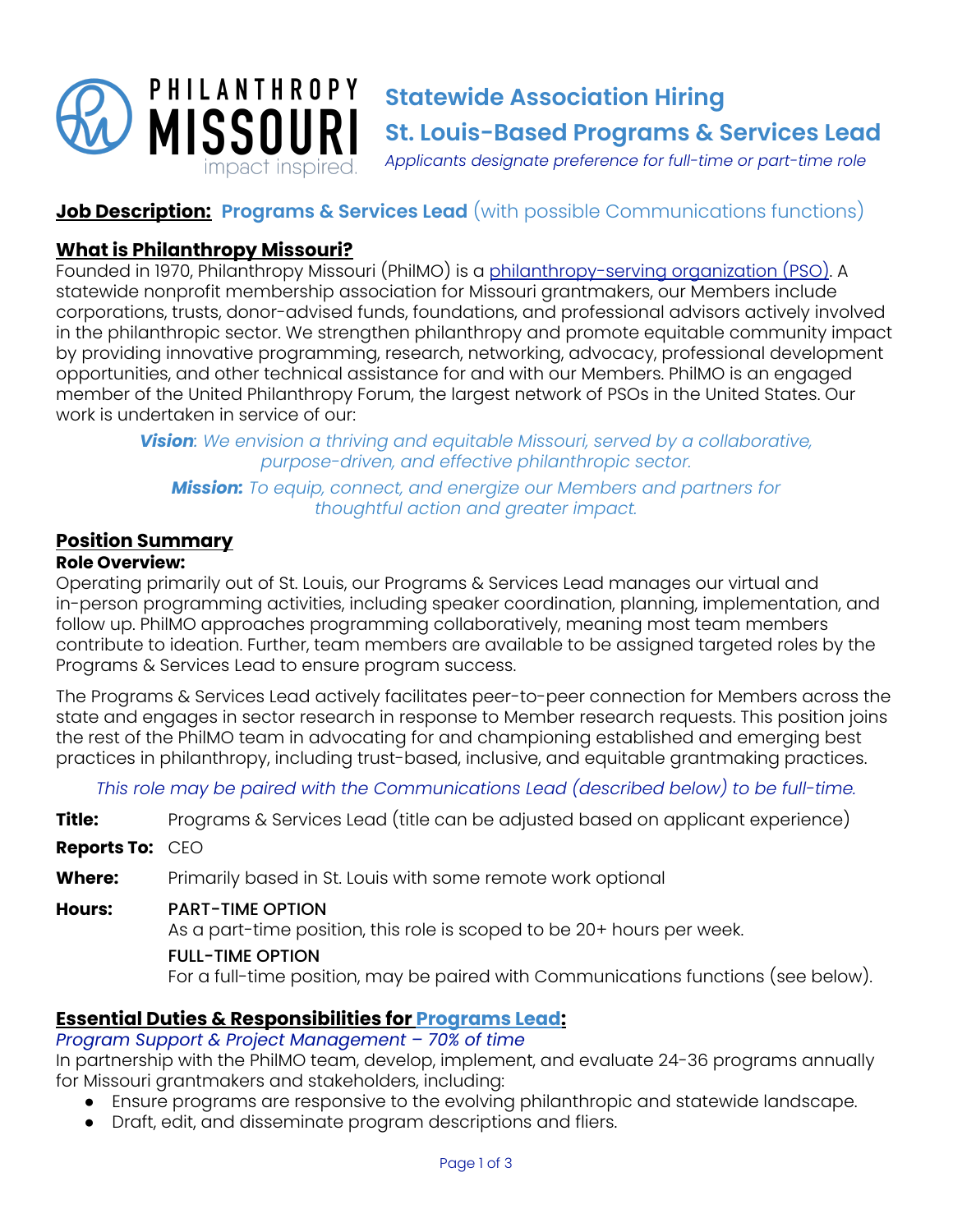PHILANTHROPY MISSOURI
impact inspired.

# Statewide Association Hiring
# St. Louis-Based Programs & Services Lead

*Applicants designate preference for full-time or part-time role*

## **Job Description:** Programs & Services Lead (with possible Communications functions)

### What is Philanthropy Missouri?

Founded in 1970, Philanthropy Missouri (PhilMO) is a [philanthropy-serving organization (PSO)](). A statewide nonprofit membership association for Missouri grantmakers, our Members include corporations, trusts, donor-advised funds, foundations, and professional advisors actively involved in the philanthropic sector. We strengthen philanthropy and promote equitable community impact by providing innovative programming, research, networking, advocacy, professional development opportunities, and other technical assistance for and with our Members. PhilMO is an engaged member of the United Philanthropy Forum, the largest network of PSOs in the United States. Our work is undertaken in service of our:

> ***Vision***: *We envision a thriving and equitable Missouri, served by a collaborative, purpose-driven, and effective philanthropic sector.*
>
> ***Mission***: *To equip, connect, and energize our Members and partners for thoughtful action and greater impact.*

### Position Summary

**Role Overview:**

Operating primarily out of St. Louis, our Programs & Services Lead manages our virtual and in-person programming activities, including speaker coordination, planning, implementation, and follow up. PhilMO approaches programming collaboratively, meaning most team members contribute to ideation. Further, team members are available to be assigned targeted roles by the Programs & Services Lead to ensure program success.

The Programs & Services Lead actively facilitates peer-to-peer connection for Members across the state and engages in sector research in response to Member research requests. This position joins the rest of the PhilMO team in advocating for and championing established and emerging best practices in philanthropy, including trust-based, inclusive, and equitable grantmaking practices.

*This role may be paired with the Communications Lead (described below) to be full-time.*

**Title:** Programs & Services Lead (title can be adjusted based on applicant experience)

**Reports To:** CEO

**Where:** Primarily based in St. Louis with some remote work optional

**Hours:**
PART-TIME OPTION
As a part-time position, this role is scoped to be 20+ hours per week.
FULL-TIME OPTION
For a full-time position, may be paired with Communications functions (see below).

### Essential Duties & Responsibilities for Programs Lead:

*Program Support & Project Management – 70% of time*

In partnership with the PhilMO team, develop, implement, and evaluate 24-36 programs annually for Missouri grantmakers and stakeholders, including:

- Ensure programs are responsive to the evolving philanthropic and statewide landscape.
- Draft, edit, and disseminate program descriptions and fliers.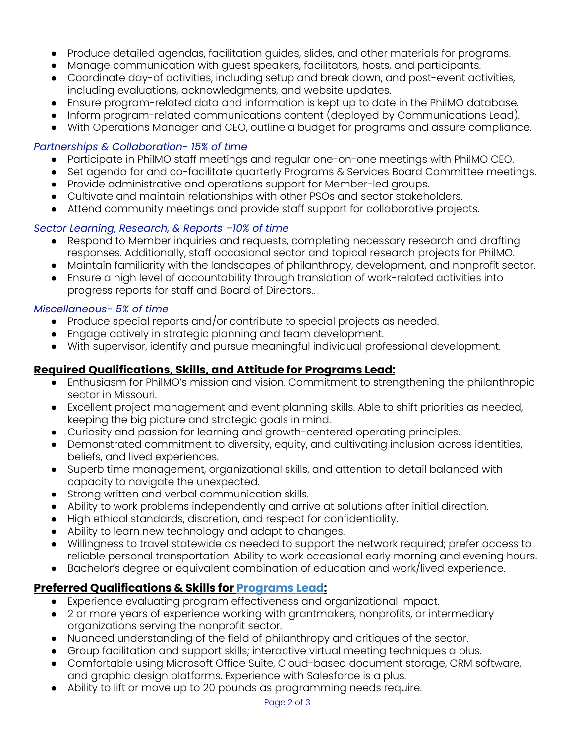- Produce detailed agendas, facilitation guides, slides, and other materials for programs.
- Manage communication with guest speakers, facilitators, hosts, and participants.
- Coordinate day-of activities, including setup and break down, and post-event activities, including evaluations, acknowledgments, and website updates.
- Ensure program-related data and information is kept up to date in the PhilMO database.
- Inform program-related communications content (deployed by Communications Lead).
- With Operations Manager and CEO, outline a budget for programs and assure compliance.

*Partnerships & Collaboration- 15% of time*

- Participate in PhilMO staff meetings and regular one-on-one meetings with PhilMO CEO.
- Set agenda for and co-facilitate quarterly Programs & Services Board Committee meetings.
- Provide administrative and operations support for Member-led groups.
- Cultivate and maintain relationships with other PSOs and sector stakeholders.
- Attend community meetings and provide staff support for collaborative projects.

*Sector Learning, Research, & Reports –10% of time*

- Respond to Member inquiries and requests, completing necessary research and drafting responses. Additionally, staff occasional sector and topical research projects for PhilMO.
- Maintain familiarity with the landscapes of philanthropy, development, and nonprofit sector.
- Ensure a high level of accountability through translation of work-related activities into progress reports for staff and Board of Directors..

*Miscellaneous- 5% of time*

- Produce special reports and/or contribute to special projects as needed.
- Engage actively in strategic planning and team development.
- With supervisor, identify and pursue meaningful individual professional development.

## Required Qualifications, Skills, and Attitude for Programs Lead:

- Enthusiasm for PhilMO's mission and vision. Commitment to strengthening the philanthropic sector in Missouri.
- Excellent project management and event planning skills. Able to shift priorities as needed, keeping the big picture and strategic goals in mind.
- Curiosity and passion for learning and growth-centered operating principles.
- Demonstrated commitment to diversity, equity, and cultivating inclusion across identities, beliefs, and lived experiences.
- Superb time management, organizational skills, and attention to detail balanced with capacity to navigate the unexpected.
- Strong written and verbal communication skills.
- Ability to work problems independently and arrive at solutions after initial direction.
- High ethical standards, discretion, and respect for confidentiality.
- Ability to learn new technology and adapt to changes.
- Willingness to travel statewide as needed to support the network required; prefer access to reliable personal transportation. Ability to work occasional early morning and evening hours.
- Bachelor's degree or equivalent combination of education and work/lived experience.

## Preferred Qualifications & Skills for Programs Lead:

- Experience evaluating program effectiveness and organizational impact.
- 2 or more years of experience working with grantmakers, nonprofits, or intermediary organizations serving the nonprofit sector.
- Nuanced understanding of the field of philanthropy and critiques of the sector.
- Group facilitation and support skills; interactive virtual meeting techniques a plus.
- Comfortable using Microsoft Office Suite, Cloud-based document storage, CRM software, and graphic design platforms. Experience with Salesforce is a plus.
- Ability to lift or move up to 20 pounds as programming needs require.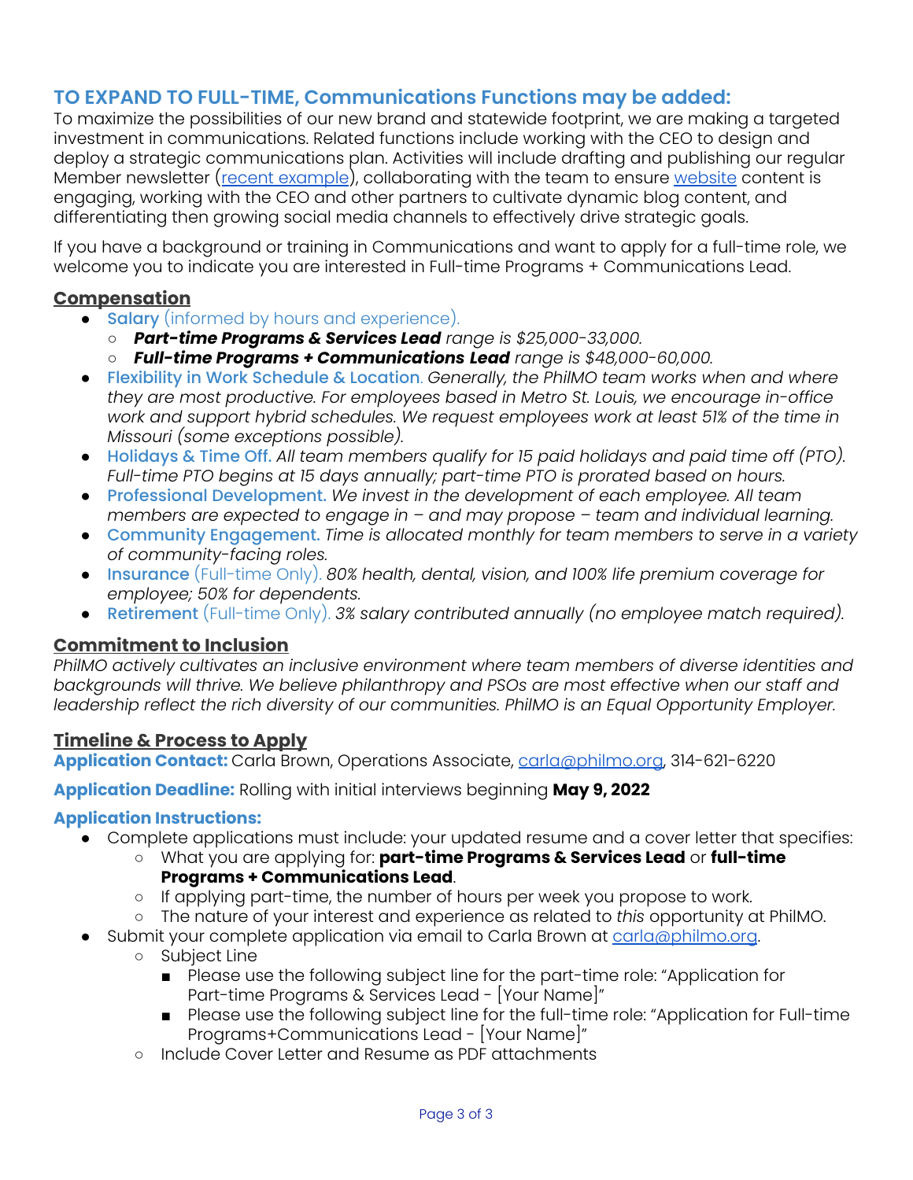## TO EXPAND TO FULL-TIME, Communications Functions may be added:

To maximize the possibilities of our new brand and statewide footprint, we are making a targeted investment in communications. Related functions include working with the CEO to design and deploy a strategic communications plan. Activities will include drafting and publishing our regular Member newsletter (recent example), collaborating with the team to ensure website content is engaging, working with the CEO and other partners to cultivate dynamic blog content, and differentiating then growing social media channels to effectively drive strategic goals.

If you have a background or training in Communications and want to apply for a full-time role, we welcome you to indicate you are interested in Full-time Programs + Communications Lead.

### Compensation

- Salary (informed by hours and experience).
  - ***Part-time Programs & Services Lead*** *range is $25,000-33,000.*
  - ***Full-time Programs + Communications Lead*** *range is $48,000-60,000.*
- Flexibility in Work Schedule & Location. *Generally, the PhilMO team works when and where they are most productive. For employees based in Metro St. Louis, we encourage in-office work and support hybrid schedules. We request employees work at least 51% of the time in Missouri (some exceptions possible).*
- Holidays & Time Off. *All team members qualify for 15 paid holidays and paid time off (PTO). Full-time PTO begins at 15 days annually; part-time PTO is prorated based on hours.*
- Professional Development. *We invest in the development of each employee. All team members are expected to engage in – and may propose – team and individual learning.*
- Community Engagement. *Time is allocated monthly for team members to serve in a variety of community-facing roles.*
- Insurance (Full-time Only). *80% health, dental, vision, and 100% life premium coverage for employee; 50% for dependents.*
- Retirement (Full-time Only). *3% salary contributed annually (no employee match required).*

### Commitment to Inclusion

*PhilMO actively cultivates an inclusive environment where team members of diverse identities and backgrounds will thrive. We believe philanthropy and PSOs are most effective when our staff and leadership reflect the rich diversity of our communities. PhilMO is an Equal Opportunity Employer.*

### Timeline & Process to Apply

**Application Contact:** Carla Brown, Operations Associate, carla@philmo.org, 314-621-6220

**Application Deadline:** Rolling with initial interviews beginning **May 9, 2022**

**Application Instructions:**

- Complete applications must include: your updated resume and a cover letter that specifies:
  - What you are applying for: **part-time Programs & Services Lead** or **full-time Programs + Communications Lead**.
  - If applying part-time, the number of hours per week you propose to work.
  - The nature of your interest and experience as related to *this* opportunity at PhilMO.
- Submit your complete application via email to Carla Brown at carla@philmo.org.
  - Subject Line
    - Please use the following subject line for the part-time role: "Application for Part-time Programs & Services Lead - [Your Name]"
    - Please use the following subject line for the full-time role: "Application for Full-time Programs+Communications Lead - [Your Name]"
  - Include Cover Letter and Resume as PDF attachments